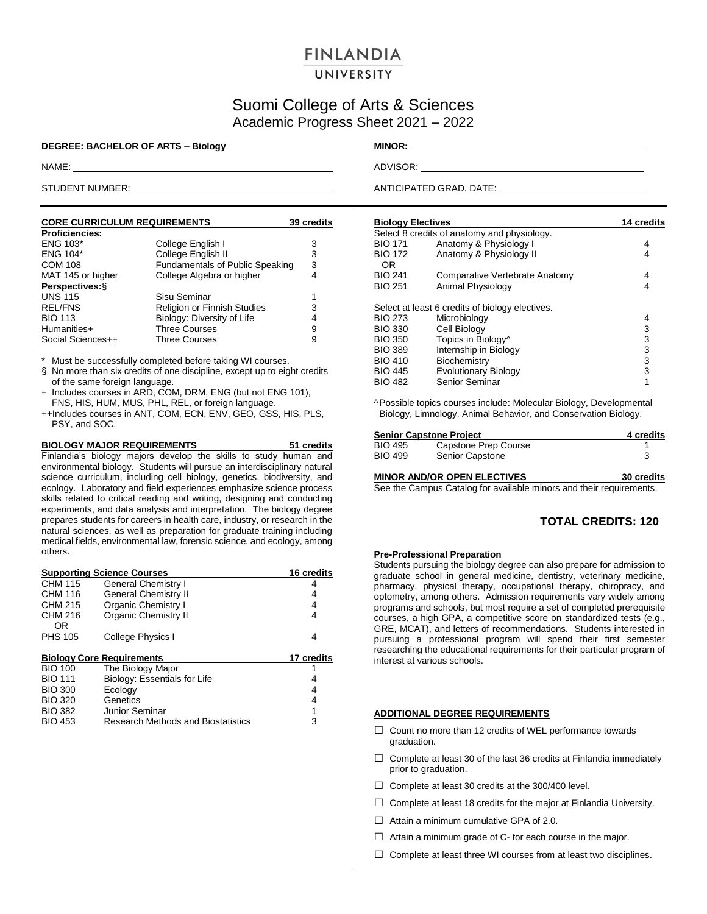# FINLANDIA UNIVERSITY

## Suomi College of Arts & Sciences
## Academic Progress Sheet 2021 – 2022

**DEGREE: BACHELOR OF ARTS – Biology**

NAME: \_\_\_\_\_\_\_\_\_\_\_\_\_\_\_\_\_\_\_\_

STUDENT NUMBER: \_\_\_\_\_\_\_\_\_\_\_\_\_\_\_\_\_\_\_\_

**MINOR:** \_\_\_\_\_\_\_\_\_\_\_\_\_\_\_\_\_\_\_\_

ADVISOR: \_\_\_\_\_\_\_\_\_\_\_\_\_\_\_\_\_\_\_\_

ANTICIPATED GRAD. DATE: \_\_\_\_\_\_\_\_\_\_\_\_\_\_\_\_\_\_\_\_

### CORE CURRICULUM REQUIREMENTS — 39 credits

| Course | Title | Credits |
|---|---|---|
| **Proficiencies:** | | |
| ENG 103* | College English I | 3 |
| ENG 104* | College English II | 3 |
| COM 108 | Fundamentals of Public Speaking | 3 |
| MAT 145 or higher | College Algebra or higher | 4 |
| **Perspectives:§** | | |
| UNS 115 | Sisu Seminar | 1 |
| REL/FNS | Religion or Finnish Studies | 3 |
| BIO 113 | Biology: Diversity of Life | 4 |
| Humanities+ | Three Courses | 9 |
| Social Sciences++ | Three Courses | 9 |

\* Must be successfully completed before taking WI courses.

§ No more than six credits of one discipline, except up to eight credits of the same foreign language.

\+ Includes courses in ARD, COM, DRM, ENG (but not ENG 101), FNS, HIS, HUM, MUS, PHL, REL, or foreign language.

++Includes courses in ANT, COM, ECN, ENV, GEO, GSS, HIS, PLS, PSY, and SOC.

### BIOLOGY MAJOR REQUIREMENTS — 51 credits

Finlandia's biology majors develop the skills to study human and environmental biology. Students will pursue an interdisciplinary natural science curriculum, including cell biology, genetics, biodiversity, and ecology. Laboratory and field experiences emphasize science process skills related to critical reading and writing, designing and conducting experiments, and data analysis and interpretation. The biology degree prepares students for careers in health care, industry, or research in the natural sciences, as well as preparation for graduate training including medical fields, environmental law, forensic science, and ecology, among others.

#### Supporting Science Courses — 16 credits

| Course | Title | Credits |
|---|---|---|
| CHM 115 | General Chemistry I | 4 |
| CHM 116 | General Chemistry II | 4 |
| CHM 215 | Organic Chemistry I | 4 |
| CHM 216 | Organic Chemistry II | 4 |
| OR | | |
| PHS 105 | College Physics I | 4 |

#### Biology Core Requirements — 17 credits

| Course | Title | Credits |
|---|---|---|
| BIO 100 | The Biology Major | 1 |
| BIO 111 | Biology: Essentials for Life | 4 |
| BIO 300 | Ecology | 4 |
| BIO 320 | Genetics | 4 |
| BIO 382 | Junior Seminar | 1 |
| BIO 453 | Research Methods and Biostatistics | 3 |

#### Biology Electives — 14 credits

Select 8 credits of anatomy and physiology.

| Course | Title | Credits |
|---|---|---|
| BIO 171 | Anatomy & Physiology I | 4 |
| BIO 172 | Anatomy & Physiology II | 4 |
| OR | | |
| BIO 241 | Comparative Vertebrate Anatomy | 4 |
| BIO 251 | Animal Physiology | 4 |

Select at least 6 credits of biology electives.

| Course | Title | Credits |
|---|---|---|
| BIO 273 | Microbiology | 4 |
| BIO 330 | Cell Biology | 3 |
| BIO 350 | Topics in Biology^ | 3 |
| BIO 389 | Internship in Biology | 3 |
| BIO 410 | Biochemistry | 3 |
| BIO 445 | Evolutionary Biology | 3 |
| BIO 482 | Senior Seminar | 1 |

^Possible topics courses include: Molecular Biology, Developmental Biology, Limnology, Animal Behavior, and Conservation Biology.

#### Senior Capstone Project — 4 credits

| Course | Title | Credits |
|---|---|---|
| BIO 495 | Capstone Prep Course | 1 |
| BIO 499 | Senior Capstone | 3 |

### MINOR AND/OR OPEN ELECTIVES — 30 credits

See the Campus Catalog for available minors and their requirements.

## TOTAL CREDITS: 120

**Pre-Professional Preparation**

Students pursuing the biology degree can also prepare for admission to graduate school in general medicine, dentistry, veterinary medicine, pharmacy, physical therapy, occupational therapy, chiropracy, and optometry, among others. Admission requirements vary widely among programs and schools, but most require a set of completed prerequisite courses, a high GPA, a competitive score on standardized tests (e.g., GRE, MCAT), and letters of recommendations. Students interested in pursuing a professional program will spend their first semester researching the educational requirements for their particular program of interest at various schools.

### ADDITIONAL DEGREE REQUIREMENTS

- ☐ Count no more than 12 credits of WEL performance towards graduation.
- ☐ Complete at least 30 of the last 36 credits at Finlandia immediately prior to graduation.
- ☐ Complete at least 30 credits at the 300/400 level.
- ☐ Complete at least 18 credits for the major at Finlandia University.
- ☐ Attain a minimum cumulative GPA of 2.0.
- ☐ Attain a minimum grade of C- for each course in the major.
- ☐ Complete at least three WI courses from at least two disciplines.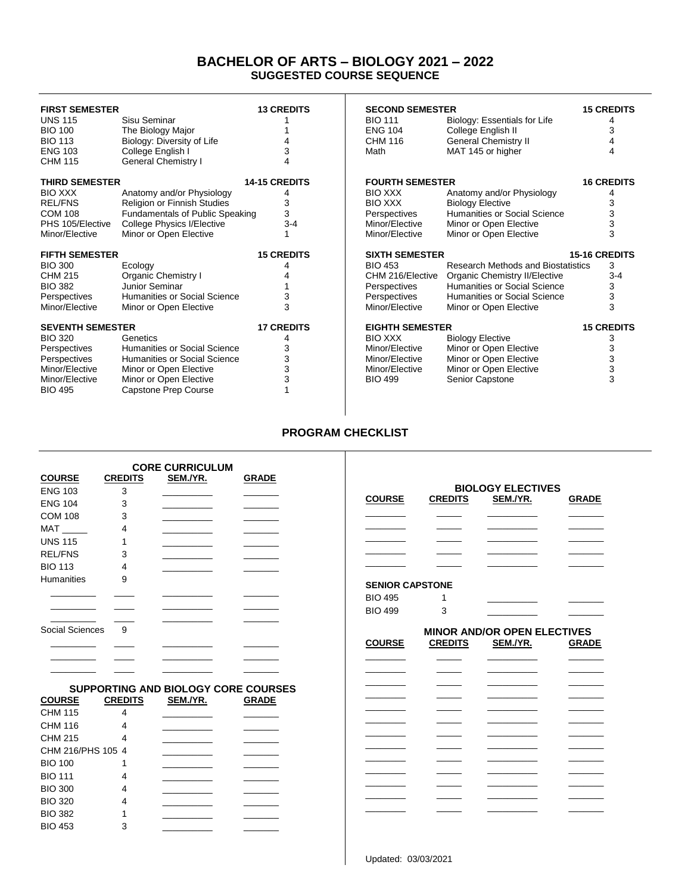# BACHELOR OF ARTS – BIOLOGY 2021 – 2022

## SUGGESTED COURSE SEQUENCE

| FIRST SEMESTER | | 13 CREDITS |
|---|---|---|
| UNS 115 | Sisu Seminar | 1 |
| BIO 100 | The Biology Major | 1 |
| BIO 113 | Biology: Diversity of Life | 4 |
| ENG 103 | College English I | 3 |
| CHM 115 | General Chemistry I | 4 |

| SECOND SEMESTER | | 15 CREDITS |
|---|---|---|
| BIO 111 | Biology: Essentials for Life | 4 |
| ENG 104 | College English II | 3 |
| CHM 116 | General Chemistry II | 4 |
| Math | MAT 145 or higher | 4 |

| THIRD SEMESTER | | 14-15 CREDITS |
|---|---|---|
| BIO XXX | Anatomy and/or Physiology | 4 |
| REL/FNS | Religion or Finnish Studies | 3 |
| COM 108 | Fundamentals of Public Speaking | 3 |
| PHS 105/Elective | College Physics I/Elective | 3-4 |
| Minor/Elective | Minor or Open Elective | 1 |

| FOURTH SEMESTER | | 16 CREDITS |
|---|---|---|
| BIO XXX | Anatomy and/or Physiology | 4 |
| BIO XXX | Biology Elective | 3 |
| Perspectives | Humanities or Social Science | 3 |
| Minor/Elective | Minor or Open Elective | 3 |
| Minor/Elective | Minor or Open Elective | 3 |

| FIFTH SEMESTER | | 15 CREDITS |
|---|---|---|
| BIO 300 | Ecology | 4 |
| CHM 215 | Organic Chemistry I | 4 |
| BIO 382 | Junior Seminar | 1 |
| Perspectives | Humanities or Social Science | 3 |
| Minor/Elective | Minor or Open Elective | 3 |

| SIXTH SEMESTER | | 15-16 CREDITS |
|---|---|---|
| BIO 453 | Research Methods and Biostatistics | 3 |
| CHM 216/Elective | Organic Chemistry II/Elective | 3-4 |
| Perspectives | Humanities or Social Science | 3 |
| Perspectives | Humanities or Social Science | 3 |
| Minor/Elective | Minor or Open Elective | 3 |

| SEVENTH SEMESTER | | 17 CREDITS |
|---|---|---|
| BIO 320 | Genetics | 4 |
| Perspectives | Humanities or Social Science | 3 |
| Perspectives | Humanities or Social Science | 3 |
| Minor/Elective | Minor or Open Elective | 3 |
| Minor/Elective | Minor or Open Elective | 3 |
| BIO 495 | Capstone Prep Course | 1 |

| EIGHTH SEMESTER | | 15 CREDITS |
|---|---|---|
| BIO XXX | Biology Elective | 3 |
| Minor/Elective | Minor or Open Elective | 3 |
| Minor/Elective | Minor or Open Elective | 3 |
| Minor/Elective | Minor or Open Elective | 3 |
| BIO 499 | Senior Capstone | 3 |

## PROGRAM CHECKLIST

### CORE CURRICULUM

| COURSE | CREDITS | SEM./YR. | GRADE |
|---|---|---|---|
| ENG 103 | 3 | | |
| ENG 104 | 3 | | |
| COM 108 | 3 | | |
| MAT _____ | 4 | | |
| UNS 115 | 1 | | |
| REL/FNS | 3 | | |
| BIO 113 | 4 | | |
| Humanities | 9 | | |
| | | | |
| | | | |
| | | | |
| Social Sciences | 9 | | |
| | | | |
| | | | |
| | | | |

### SUPPORTING AND BIOLOGY CORE COURSES

| COURSE | CREDITS | SEM./YR. | GRADE |
|---|---|---|---|
| CHM 115 | 4 | | |
| CHM 116 | 4 | | |
| CHM 215 | 4 | | |
| CHM 216/PHS 105 | 4 | | |
| BIO 100 | 1 | | |
| BIO 111 | 4 | | |
| BIO 300 | 4 | | |
| BIO 320 | 4 | | |
| BIO 382 | 1 | | |
| BIO 453 | 3 | | |

### BIOLOGY ELECTIVES

| COURSE | CREDITS | SEM./YR. | GRADE |
|---|---|---|---|
| | | | |
| | | | |
| | | | |
| | | | |
| | | | |

### SENIOR CAPSTONE

| COURSE | CREDITS | SEM./YR. | GRADE |
|---|---|---|---|
| BIO 495 | 1 | | |
| BIO 499 | 3 | | |

### MINOR AND/OR OPEN ELECTIVES

| COURSE | CREDITS | SEM./YR. | GRADE |
|---|---|---|---|
| | | | |
| | | | |
| | | | |
| | | | |
| | | | |
| | | | |
| | | | |
| | | | |
| | | | |
| | | | |
| | | | |
| | | | |
| | | | |

Updated: 03/03/2021